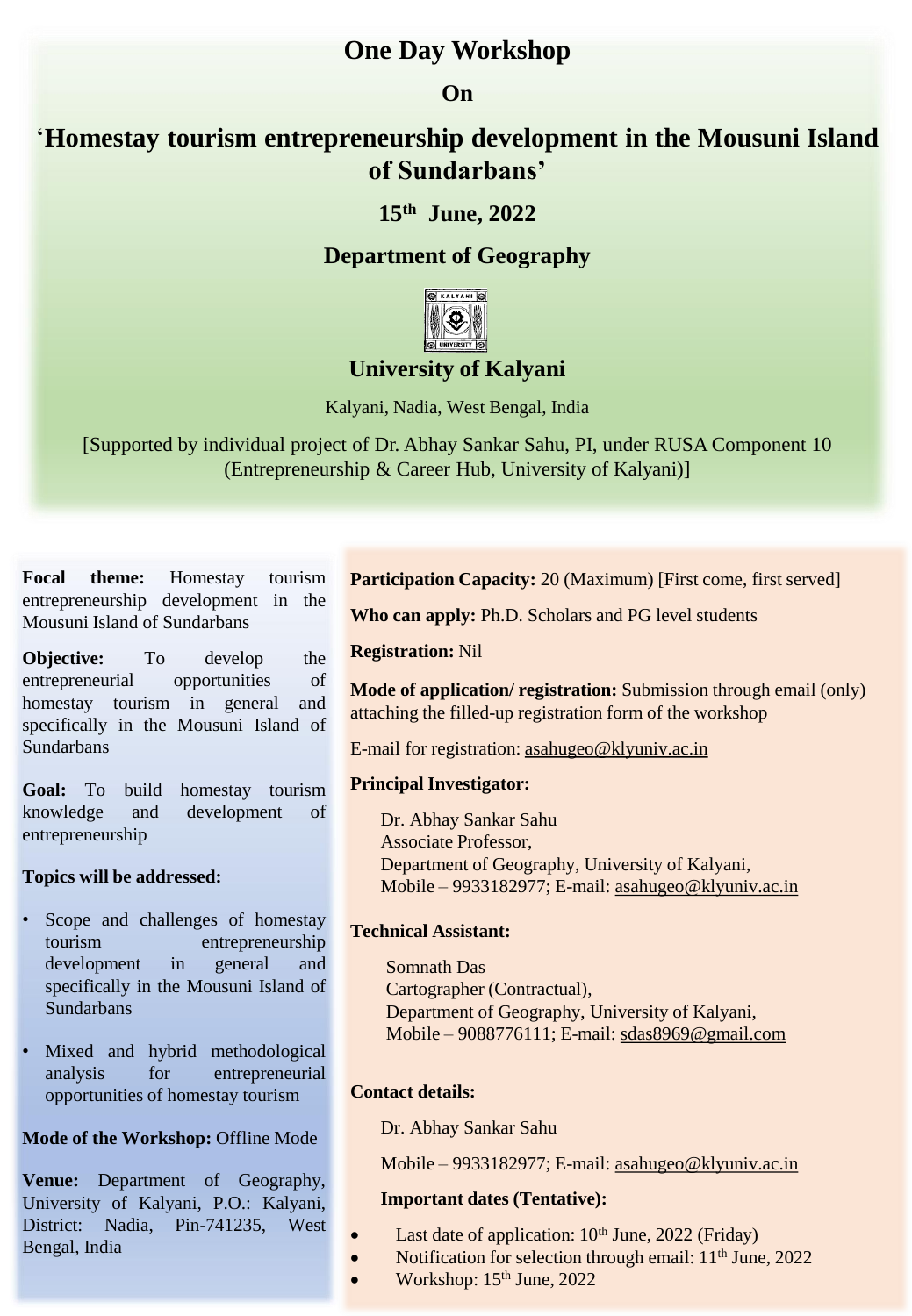# One Day Workshop

## On

# 'Homestay tourism entrepreneurship development in the Mousuni Island of Sundarbans'

## 15th June, 2022

## Department of Geography

## University of Kalyani

Kalyani, Nadia, West Bengal, India

[Supported by individual project of Dr. Abhay Sankar Sahu, PI, under RUSA Component 10 (Entrepreneurship & Career Hub, University of Kalyani)]

**Focal theme:** Homestay tourism entrepreneurship development in the Mousuni Island of Sundarbans

**Objective:** To develop the entrepreneurial opportunities of homestay tourism in general and specifically in the Mousuni Island of Sundarbans

**Goal:** To build homestay tourism knowledge and development of entrepreneurship

**Topics will be addressed:**

- Scope and challenges of homestay tourism entrepreneurship development in general and specifically in the Mousuni Island of Sundarbans
- Mixed and hybrid methodological analysis for entrepreneurial opportunities of homestay tourism

**Mode of the Workshop:** Offline Mode

**Venue:** Department of Geography, University of Kalyani, P.O.: Kalyani, District: Nadia, Pin-741235, West Bengal, India

**Participation Capacity:** 20 (Maximum) [First come, first served]

**Who can apply:** Ph.D. Scholars and PG level students

**Registration:** Nil

**Mode of application/ registration:** Submission through email (only) attaching the filled-up registration form of the workshop

E-mail for registration: asahugeo@klyuniv.ac.in

**Principal Investigator:**

Dr. Abhay Sankar Sahu
Associate Professor,
Department of Geography, University of Kalyani,
Mobile – 9933182977; E-mail: asahugeo@klyuniv.ac.in

**Technical Assistant:**

Somnath Das
Cartographer (Contractual),
Department of Geography, University of Kalyani,
Mobile – 9088776111; E-mail: sdas8969@gmail.com

**Contact details:**

Dr. Abhay Sankar Sahu

Mobile – 9933182977; E-mail: asahugeo@klyuniv.ac.in

**Important dates (Tentative):**

- Last date of application: 10th June, 2022 (Friday)
- Notification for selection through email: 11th June, 2022
- Workshop: 15th June, 2022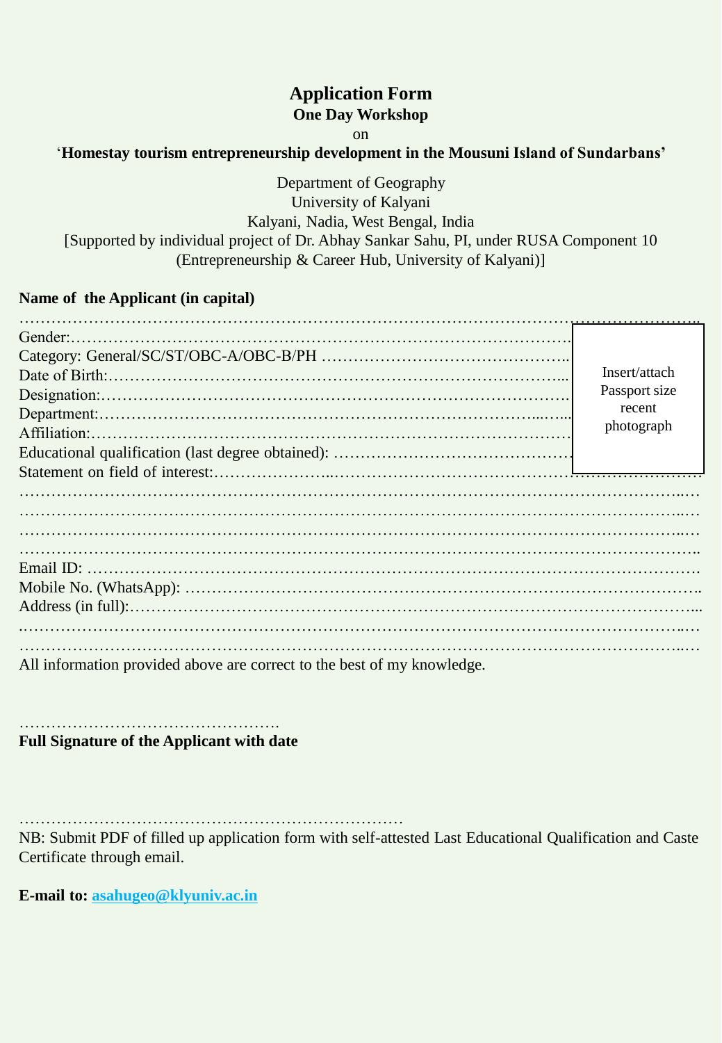# Application Form

**One Day Workshop**

on

'**Homestay tourism entrepreneurship development in the Mousuni Island of Sundarbans'**

Department of Geography
University of Kalyani
Kalyani, Nadia, West Bengal, India
[Supported by individual project of Dr. Abhay Sankar Sahu, PI, under RUSA Component 10
(Entrepreneurship & Career Hub, University of Kalyani)]

**Name of the Applicant (in capital)**

……………………………………………………………………………………………………………………..

Gender:……………………………………………………………………………………

Category: General/SC/ST/OBC-A/OBC-B/PH ………………………………………..

Date of Birth:……………………………………………………………………………...

Designation:……………………………………………………………………………….

Department:…………………………………………………………………………...…...

Affiliation:…………………………………………………………………………………

Educational qualification (last degree obtained): ……………………………………….

Insert/attach Passport size recent photograph

Statement on field of interest:…………………..…………………………………………………………………

……………………………………………………………………………………………………………………..…

……………………………………………………………………………………………………………………..…

……………………………………………………………………………………………………………………..…

……………………………………………………………………………………………………………………..

Email ID: ………………………………………………………………………………………………………….

Mobile No. (WhatsApp): ………………………………………………………………………………………..

Address (in full):…………………………………………………………………………………………………...

.……………………………………………………………………………………………………………………..…

……………………………………………………………………………………………………………………..…

All information provided above are correct to the best of my knowledge.

………………………………………….

**Full Signature of the Applicant with date**

………………………………………………………………

NB: Submit PDF of filled up application form with self-attested Last Educational Qualification and Caste Certificate through email.

**E-mail to:** **asahugeo@klyuniv.ac.in**